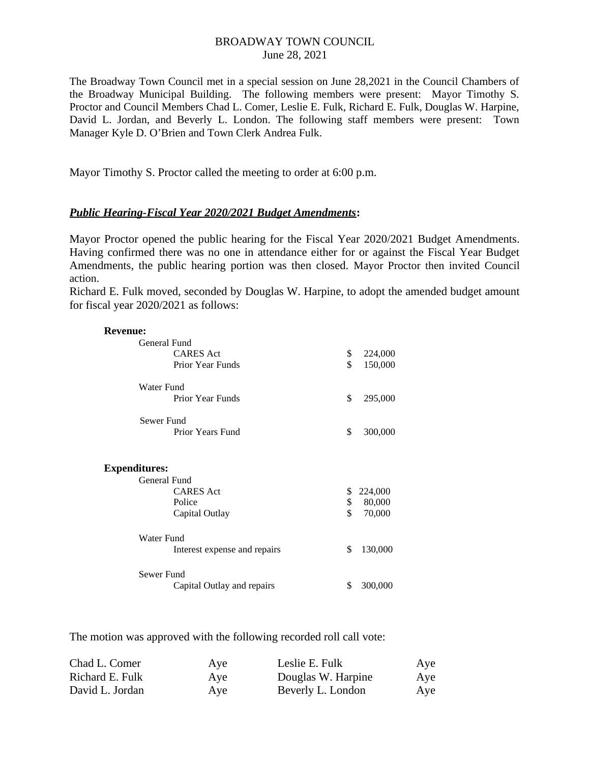# BROADWAY TOWN COUNCIL

June 28, 2021

The Broadway Town Council met in a special session on June 28,2021 in the Council Chambers of the Broadway Municipal Building. The following members were present: Mayor Timothy S. Proctor and Council Members Chad L. Comer, Leslie E. Fulk, Richard E. Fulk, Douglas W. Harpine, David L. Jordan, and Beverly L. London. The following staff members were present: Town Manager Kyle D. O'Brien and Town Clerk Andrea Fulk.

Mayor Timothy S. Proctor called the meeting to order at 6:00 p.m.

***Public Hearing-Fiscal Year 2020/2021 Budget Amendments*:**

Mayor Proctor opened the public hearing for the Fiscal Year 2020/2021 Budget Amendments. Having confirmed there was no one in attendance either for or against the Fiscal Year Budget Amendments, the public hearing portion was then closed. Mayor Proctor then invited Council action.

Richard E. Fulk moved, seconded by Douglas W. Harpine, to adopt the amended budget amount for fiscal year 2020/2021 as follows:

**Revenue:**

| | |
|---|---|
| General Fund | |
| CARES Act | $ 224,000 |
| Prior Year Funds | $ 150,000 |
| Water Fund | |
| Prior Year Funds | $ 295,000 |
| Sewer Fund | |
| Prior Years Fund | $ 300,000 |

**Expenditures:**

| | |
|---|---|
| General Fund | |
| CARES Act | $ 224,000 |
| Police | $ 80,000 |
| Capital Outlay | $ 70,000 |
| Water Fund | |
| Interest expense and repairs | $ 130,000 |
| Sewer Fund | |
| Capital Outlay and repairs | $ 300,000 |

The motion was approved with the following recorded roll call vote:

| | | | |
|---|---|---|---|
| Chad L. Comer | Aye | Leslie E. Fulk | Aye |
| Richard E. Fulk | Aye | Douglas W. Harpine | Aye |
| David L. Jordan | Aye | Beverly L. London | Aye |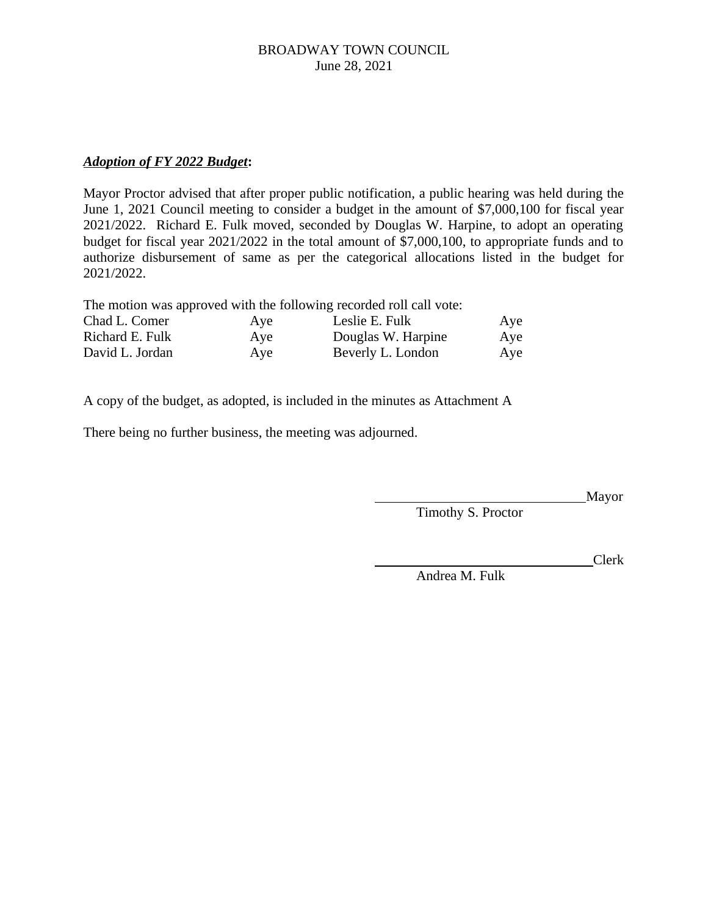BROADWAY TOWN COUNCIL
June 28, 2021

***Adoption of FY 2022 Budget*:**

Mayor Proctor advised that after proper public notification, a public hearing was held during the June 1, 2021 Council meeting to consider a budget in the amount of $7,000,100 for fiscal year 2021/2022. Richard E. Fulk moved, seconded by Douglas W. Harpine, to adopt an operating budget for fiscal year 2021/2022 in the total amount of $7,000,100, to appropriate funds and to authorize disbursement of same as per the categorical allocations listed in the budget for 2021/2022.

The motion was approved with the following recorded roll call vote:

| | | | |
|---|---|---|---|
| Chad L. Comer | Aye | Leslie E. Fulk | Aye |
| Richard E. Fulk | Aye | Douglas W. Harpine | Aye |
| David L. Jordan | Aye | Beverly L. London | Aye |

A copy of the budget, as adopted, is included in the minutes as Attachment A

There being no further business, the meeting was adjourned.

\_\_\_\_\_\_\_\_\_\_\_\_\_\_\_\_\_\_\_\_\_\_\_\_\_\_\_\_\_\_Mayor
Timothy S. Proctor

\_\_\_\_\_\_\_\_\_\_\_\_\_\_\_\_\_\_\_\_\_\_\_\_\_\_\_\_\_\_Clerk
Andrea M. Fulk